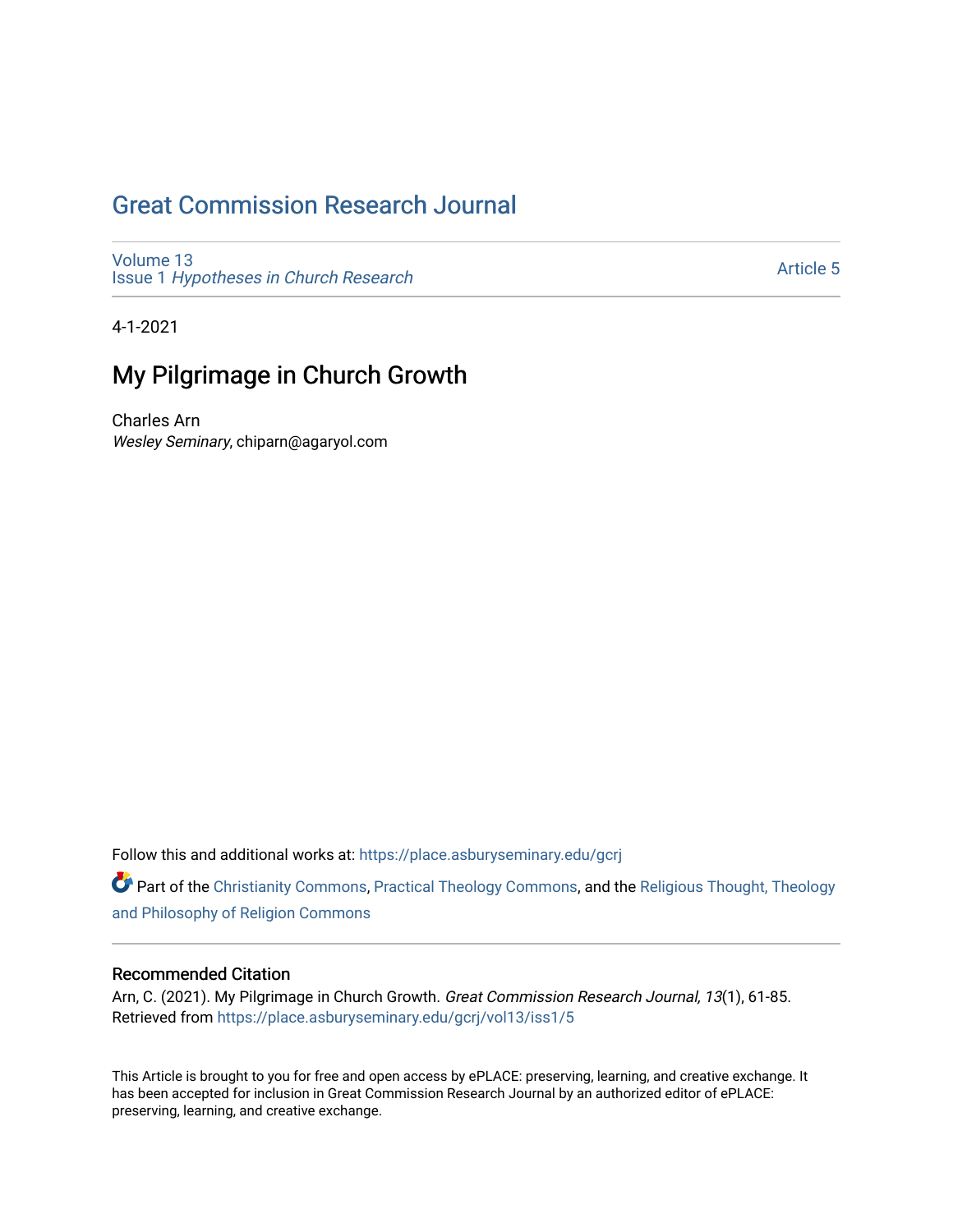# Great Commission Research Journal

Volume 13
Issue 1 *Hypotheses in Church Research*

Article 5

4-1-2021

## My Pilgrimage in Church Growth

Charles Arn
*Wesley Seminary*, chiparn@agaryol.com

Follow this and additional works at: https://place.asburyseminary.edu/gcrj

Part of the Christianity Commons, Practical Theology Commons, and the Religious Thought, Theology and Philosophy of Religion Commons

### Recommended Citation

Arn, C. (2021). My Pilgrimage in Church Growth. *Great Commission Research Journal, 13*(1), 61-85. Retrieved from https://place.asburyseminary.edu/gcrj/vol13/iss1/5

This Article is brought to you for free and open access by ePLACE: preserving, learning, and creative exchange. It has been accepted for inclusion in Great Commission Research Journal by an authorized editor of ePLACE: preserving, learning, and creative exchange.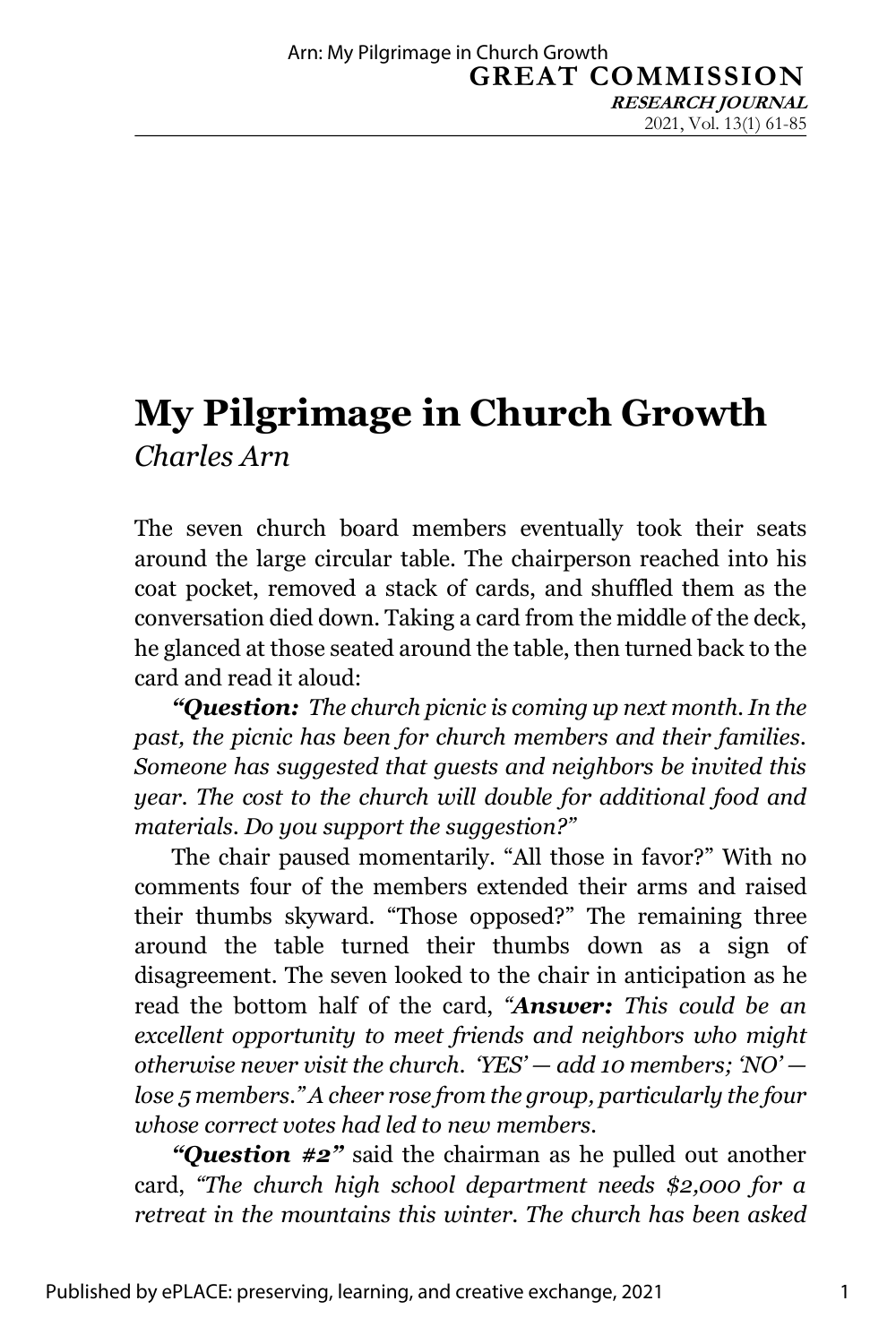# My Pilgrimage in Church Growth

*Charles Arn*

The seven church board members eventually took their seats around the large circular table. The chairperson reached into his coat pocket, removed a stack of cards, and shuffled them as the conversation died down. Taking a card from the middle of the deck, he glanced at those seated around the table, then turned back to the card and read it aloud:

***"Question:*** *The church picnic is coming up next month. In the past, the picnic has been for church members and their families. Someone has suggested that guests and neighbors be invited this year. The cost to the church will double for additional food and materials. Do you support the suggestion?"*

The chair paused momentarily. "All those in favor?" With no comments four of the members extended their arms and raised their thumbs skyward. "Those opposed?" The remaining three around the table turned their thumbs down as a sign of disagreement. The seven looked to the chair in anticipation as he read the bottom half of the card, *"**Answer:** This could be an excellent opportunity to meet friends and neighbors who might otherwise never visit the church. 'YES'— add 10 members; 'NO'— lose 5 members." A cheer rose from the group, particularly the four whose correct votes had led to new members.*

***"Question #2"*** said the chairman as he pulled out another card, *"The church high school department needs $2,000 for a retreat in the mountains this winter. The church has been asked*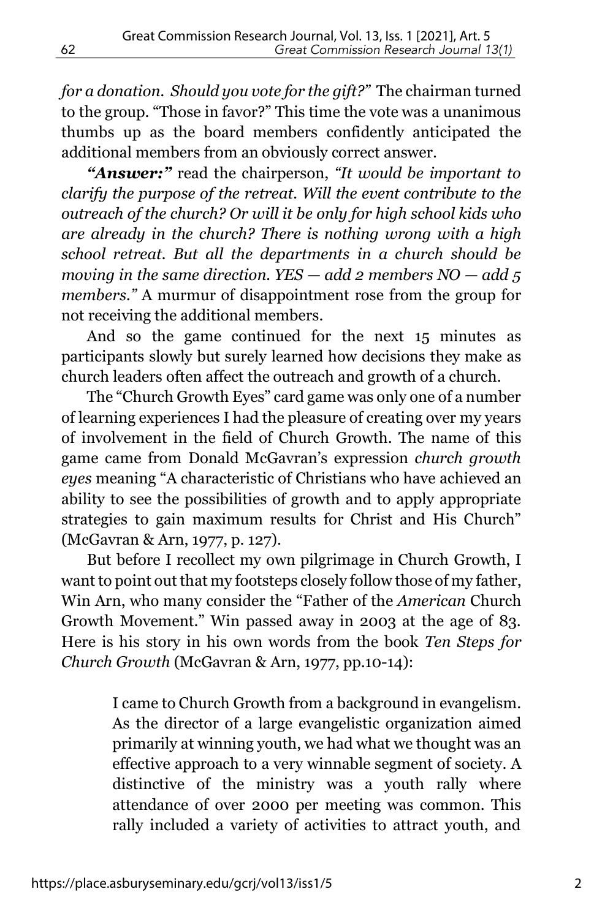*for a donation. Should you vote for the gift?"* The chairman turned to the group. "Those in favor?" This time the vote was a unanimous thumbs up as the board members confidently anticipated the additional members from an obviously correct answer.

***"Answer:"*** read the chairperson, *"It would be important to clarify the purpose of the retreat. Will the event contribute to the outreach of the church? Or will it be only for high school kids who are already in the church? There is nothing wrong with a high school retreat. But all the departments in a church should be moving in the same direction. YES — add 2 members NO — add 5 members."* A murmur of disappointment rose from the group for not receiving the additional members.

And so the game continued for the next 15 minutes as participants slowly but surely learned how decisions they make as church leaders often affect the outreach and growth of a church.

The "Church Growth Eyes" card game was only one of a number of learning experiences I had the pleasure of creating over my years of involvement in the field of Church Growth. The name of this game came from Donald McGavran's expression *church growth eyes* meaning "A characteristic of Christians who have achieved an ability to see the possibilities of growth and to apply appropriate strategies to gain maximum results for Christ and His Church" (McGavran & Arn, 1977, p. 127).

But before I recollect my own pilgrimage in Church Growth, I want to point out that my footsteps closely follow those of my father, Win Arn, who many consider the "Father of the *American* Church Growth Movement." Win passed away in 2003 at the age of 83. Here is his story in his own words from the book *Ten Steps for Church Growth* (McGavran & Arn, 1977, pp.10-14):

> I came to Church Growth from a background in evangelism. As the director of a large evangelistic organization aimed primarily at winning youth, we had what we thought was an effective approach to a very winnable segment of society. A distinctive of the ministry was a youth rally where attendance of over 2000 per meeting was common. This rally included a variety of activities to attract youth, and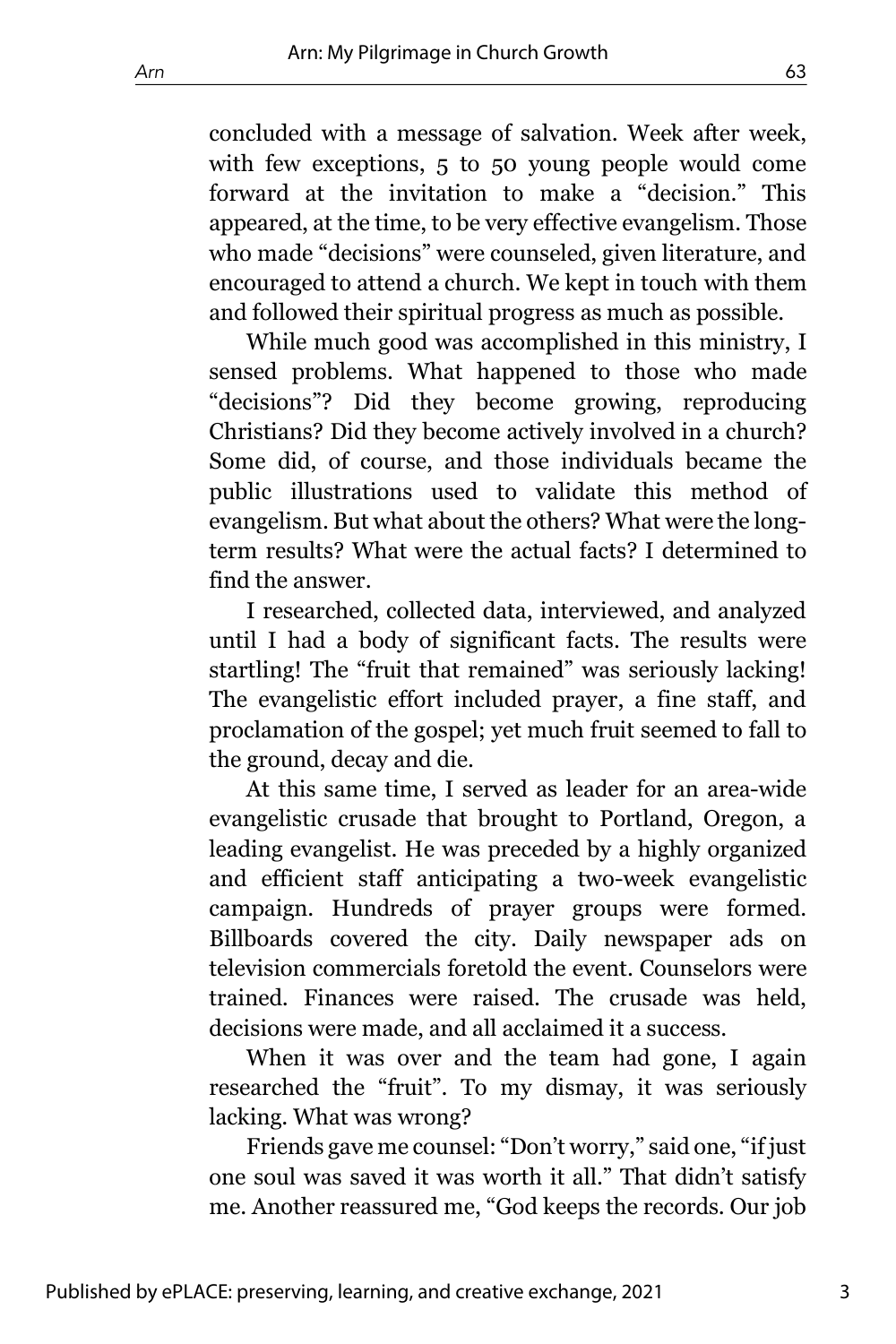concluded with a message of salvation. Week after week, with few exceptions, 5 to 50 young people would come forward at the invitation to make a "decision." This appeared, at the time, to be very effective evangelism. Those who made "decisions" were counseled, given literature, and encouraged to attend a church. We kept in touch with them and followed their spiritual progress as much as possible.

While much good was accomplished in this ministry, I sensed problems. What happened to those who made "decisions"? Did they become growing, reproducing Christians? Did they become actively involved in a church? Some did, of course, and those individuals became the public illustrations used to validate this method of evangelism. But what about the others? What were the long-term results? What were the actual facts? I determined to find the answer.

I researched, collected data, interviewed, and analyzed until I had a body of significant facts. The results were startling! The "fruit that remained" was seriously lacking! The evangelistic effort included prayer, a fine staff, and proclamation of the gospel; yet much fruit seemed to fall to the ground, decay and die.

At this same time, I served as leader for an area-wide evangelistic crusade that brought to Portland, Oregon, a leading evangelist. He was preceded by a highly organized and efficient staff anticipating a two-week evangelistic campaign. Hundreds of prayer groups were formed. Billboards covered the city. Daily newspaper ads on television commercials foretold the event. Counselors were trained. Finances were raised. The crusade was held, decisions were made, and all acclaimed it a success.

When it was over and the team had gone, I again researched the "fruit". To my dismay, it was seriously lacking. What was wrong?

Friends gave me counsel: "Don't worry," said one, "if just one soul was saved it was worth it all." That didn't satisfy me. Another reassured me, "God keeps the records. Our job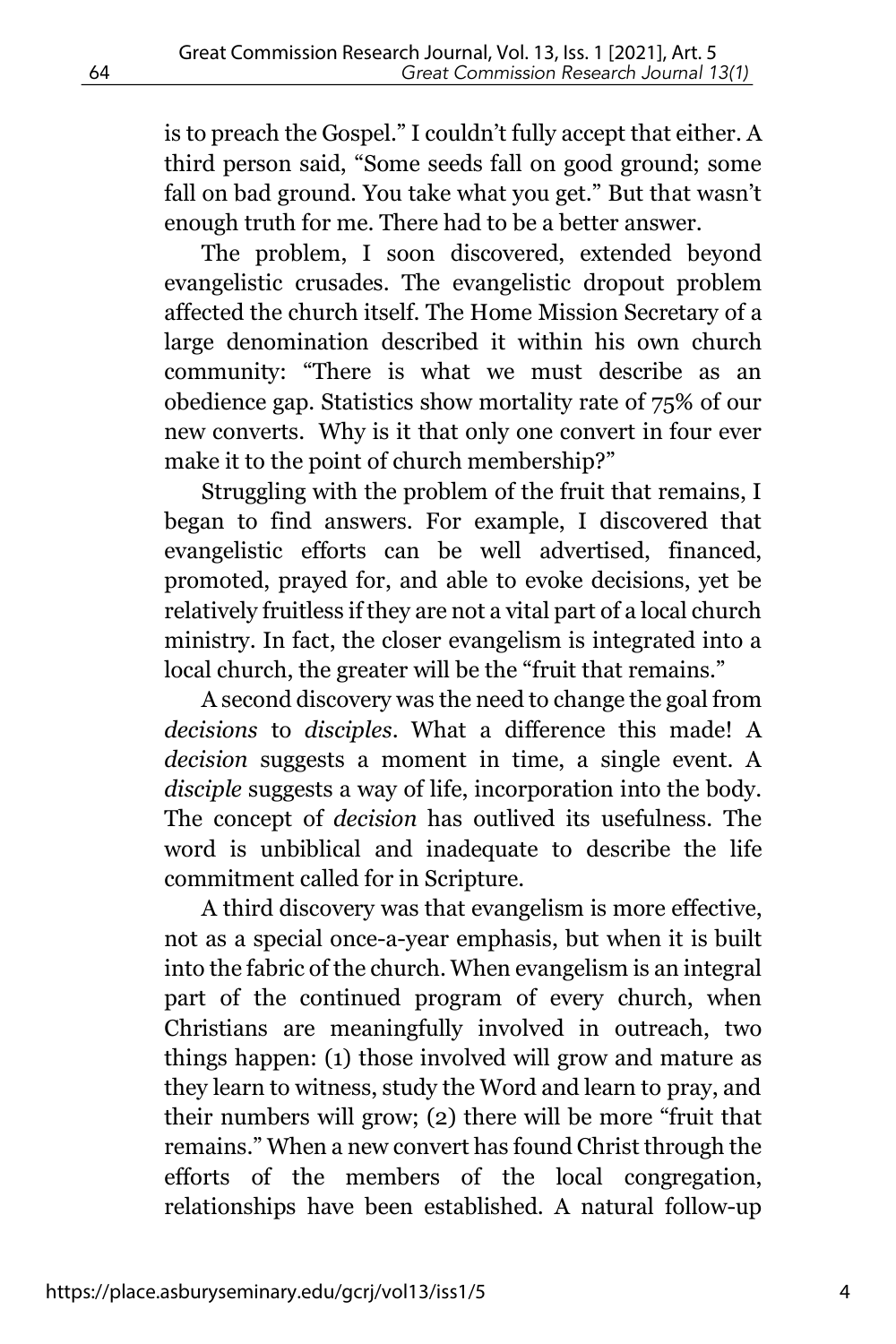is to preach the Gospel." I couldn't fully accept that either. A third person said, "Some seeds fall on good ground; some fall on bad ground. You take what you get." But that wasn't enough truth for me. There had to be a better answer.

The problem, I soon discovered, extended beyond evangelistic crusades. The evangelistic dropout problem affected the church itself. The Home Mission Secretary of a large denomination described it within his own church community: "There is what we must describe as an obedience gap. Statistics show mortality rate of 75% of our new converts. Why is it that only one convert in four ever make it to the point of church membership?"

Struggling with the problem of the fruit that remains, I began to find answers. For example, I discovered that evangelistic efforts can be well advertised, financed, promoted, prayed for, and able to evoke decisions, yet be relatively fruitless if they are not a vital part of a local church ministry. In fact, the closer evangelism is integrated into a local church, the greater will be the "fruit that remains."

A second discovery was the need to change the goal from *decisions* to *disciples*. What a difference this made! A *decision* suggests a moment in time, a single event. A *disciple* suggests a way of life, incorporation into the body. The concept of *decision* has outlived its usefulness. The word is unbiblical and inadequate to describe the life commitment called for in Scripture.

A third discovery was that evangelism is more effective, not as a special once-a-year emphasis, but when it is built into the fabric of the church. When evangelism is an integral part of the continued program of every church, when Christians are meaningfully involved in outreach, two things happen: (1) those involved will grow and mature as they learn to witness, study the Word and learn to pray, and their numbers will grow; (2) there will be more "fruit that remains." When a new convert has found Christ through the efforts of the members of the local congregation, relationships have been established. A natural follow-up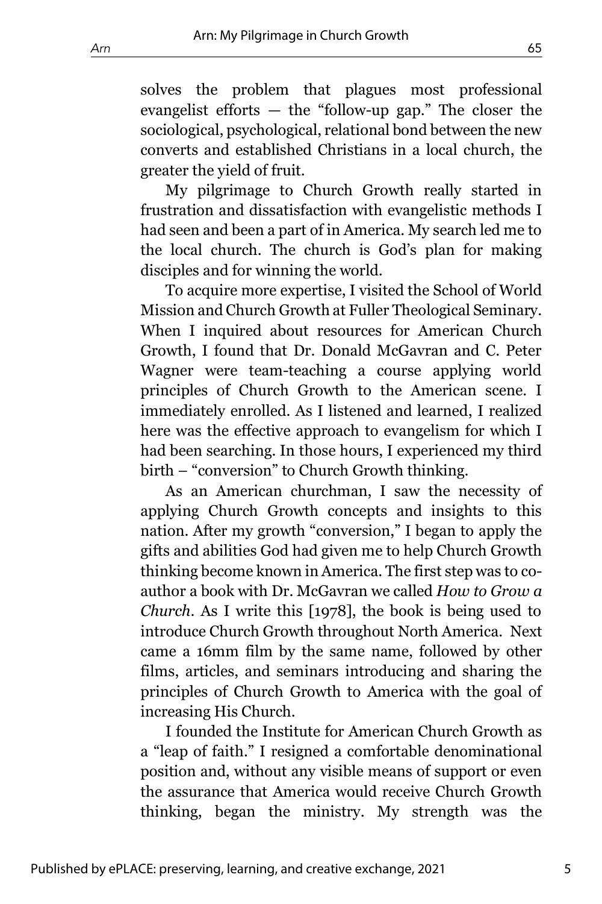solves the problem that plagues most professional evangelist efforts — the "follow-up gap." The closer the sociological, psychological, relational bond between the new converts and established Christians in a local church, the greater the yield of fruit.

My pilgrimage to Church Growth really started in frustration and dissatisfaction with evangelistic methods I had seen and been a part of in America. My search led me to the local church. The church is God's plan for making disciples and for winning the world.

To acquire more expertise, I visited the School of World Mission and Church Growth at Fuller Theological Seminary. When I inquired about resources for American Church Growth, I found that Dr. Donald McGavran and C. Peter Wagner were team-teaching a course applying world principles of Church Growth to the American scene. I immediately enrolled. As I listened and learned, I realized here was the effective approach to evangelism for which I had been searching. In those hours, I experienced my third birth – "conversion" to Church Growth thinking.

As an American churchman, I saw the necessity of applying Church Growth concepts and insights to this nation. After my growth "conversion," I began to apply the gifts and abilities God had given me to help Church Growth thinking become known in America. The first step was to co-author a book with Dr. McGavran we called *How to Grow a Church*. As I write this [1978], the book is being used to introduce Church Growth throughout North America. Next came a 16mm film by the same name, followed by other films, articles, and seminars introducing and sharing the principles of Church Growth to America with the goal of increasing His Church.

I founded the Institute for American Church Growth as a "leap of faith." I resigned a comfortable denominational position and, without any visible means of support or even the assurance that America would receive Church Growth thinking, began the ministry. My strength was the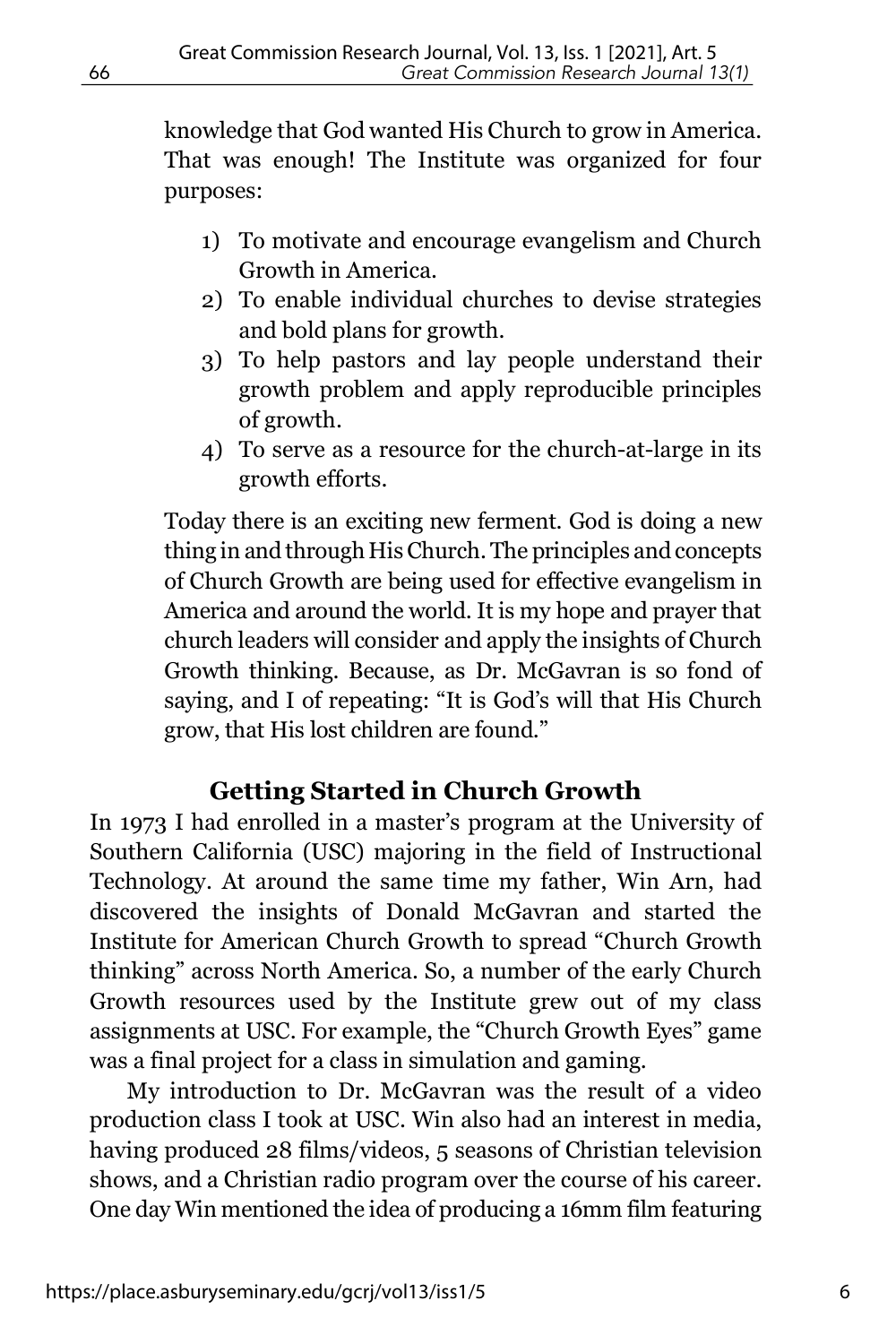knowledge that God wanted His Church to grow in America. That was enough! The Institute was organized for four purposes:

1) To motivate and encourage evangelism and Church Growth in America.
2) To enable individual churches to devise strategies and bold plans for growth.
3) To help pastors and lay people understand their growth problem and apply reproducible principles of growth.
4) To serve as a resource for the church-at-large in its growth efforts.

Today there is an exciting new ferment. God is doing a new thing in and through His Church. The principles and concepts of Church Growth are being used for effective evangelism in America and around the world. It is my hope and prayer that church leaders will consider and apply the insights of Church Growth thinking. Because, as Dr. McGavran is so fond of saying, and I of repeating: "It is God's will that His Church grow, that His lost children are found."

## Getting Started in Church Growth

In 1973 I had enrolled in a master's program at the University of Southern California (USC) majoring in the field of Instructional Technology. At around the same time my father, Win Arn, had discovered the insights of Donald McGavran and started the Institute for American Church Growth to spread "Church Growth thinking" across North America. So, a number of the early Church Growth resources used by the Institute grew out of my class assignments at USC. For example, the "Church Growth Eyes" game was a final project for a class in simulation and gaming.

My introduction to Dr. McGavran was the result of a video production class I took at USC. Win also had an interest in media, having produced 28 films/videos, 5 seasons of Christian television shows, and a Christian radio program over the course of his career. One day Win mentioned the idea of producing a 16mm film featuring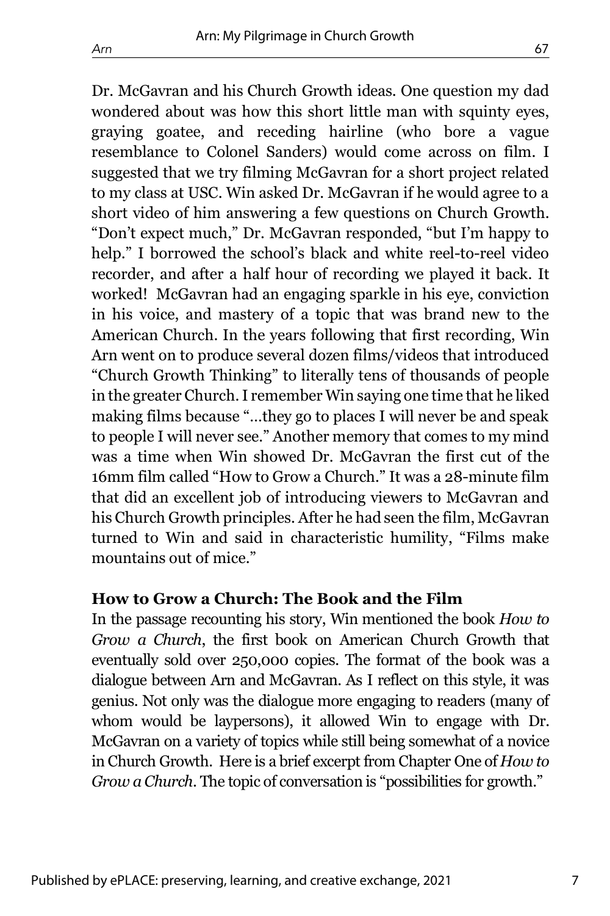Dr. McGavran and his Church Growth ideas. One question my dad wondered about was how this short little man with squinty eyes, graying goatee, and receding hairline (who bore a vague resemblance to Colonel Sanders) would come across on film. I suggested that we try filming McGavran for a short project related to my class at USC. Win asked Dr. McGavran if he would agree to a short video of him answering a few questions on Church Growth. "Don't expect much," Dr. McGavran responded, "but I'm happy to help." I borrowed the school's black and white reel-to-reel video recorder, and after a half hour of recording we played it back. It worked! McGavran had an engaging sparkle in his eye, conviction in his voice, and mastery of a topic that was brand new to the American Church. In the years following that first recording, Win Arn went on to produce several dozen films/videos that introduced "Church Growth Thinking" to literally tens of thousands of people in the greater Church. I remember Win saying one time that he liked making films because "...they go to places I will never be and speak to people I will never see." Another memory that comes to my mind was a time when Win showed Dr. McGavran the first cut of the 16mm film called "How to Grow a Church." It was a 28-minute film that did an excellent job of introducing viewers to McGavran and his Church Growth principles. After he had seen the film, McGavran turned to Win and said in characteristic humility, "Films make mountains out of mice."

**How to Grow a Church: The Book and the Film**

In the passage recounting his story, Win mentioned the book *How to Grow a Church*, the first book on American Church Growth that eventually sold over 250,000 copies. The format of the book was a dialogue between Arn and McGavran. As I reflect on this style, it was genius. Not only was the dialogue more engaging to readers (many of whom would be laypersons), it allowed Win to engage with Dr. McGavran on a variety of topics while still being somewhat of a novice in Church Growth. Here is a brief excerpt from Chapter One of *How to Grow a Church*. The topic of conversation is "possibilities for growth."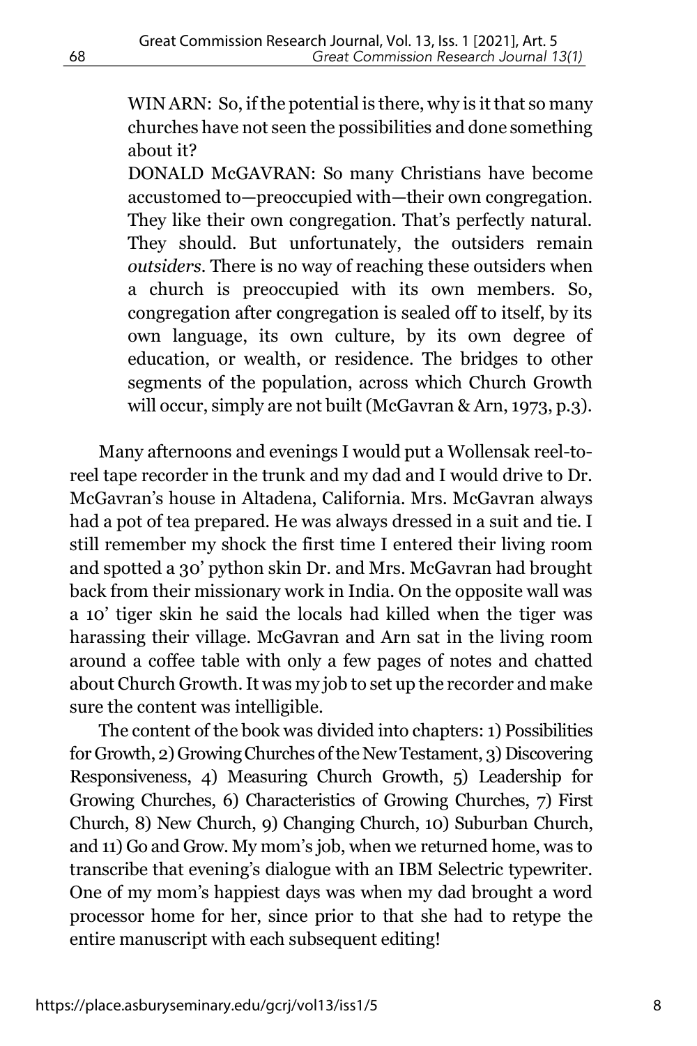> WIN ARN: So, if the potential is there, why is it that so many churches have not seen the possibilities and done something about it?
>
> DONALD McGAVRAN: So many Christians have become accustomed to—preoccupied with—their own congregation. They like their own congregation. That's perfectly natural. They should. But unfortunately, the outsiders remain *outsiders*. There is no way of reaching these outsiders when a church is preoccupied with its own members. So, congregation after congregation is sealed off to itself, by its own language, its own culture, by its own degree of education, or wealth, or residence. The bridges to other segments of the population, across which Church Growth will occur, simply are not built (McGavran & Arn, 1973, p.3).

Many afternoons and evenings I would put a Wollensak reel-to-reel tape recorder in the trunk and my dad and I would drive to Dr. McGavran's house in Altadena, California. Mrs. McGavran always had a pot of tea prepared. He was always dressed in a suit and tie. I still remember my shock the first time I entered their living room and spotted a 30' python skin Dr. and Mrs. McGavran had brought back from their missionary work in India. On the opposite wall was a 10' tiger skin he said the locals had killed when the tiger was harassing their village. McGavran and Arn sat in the living room around a coffee table with only a few pages of notes and chatted about Church Growth. It was my job to set up the recorder and make sure the content was intelligible.

The content of the book was divided into chapters: 1) Possibilities for Growth, 2) Growing Churches of the New Testament, 3) Discovering Responsiveness, 4) Measuring Church Growth, 5) Leadership for Growing Churches, 6) Characteristics of Growing Churches, 7) First Church, 8) New Church, 9) Changing Church, 10) Suburban Church, and 11) Go and Grow. My mom's job, when we returned home, was to transcribe that evening's dialogue with an IBM Selectric typewriter. One of my mom's happiest days was when my dad brought a word processor home for her, since prior to that she had to retype the entire manuscript with each subsequent editing!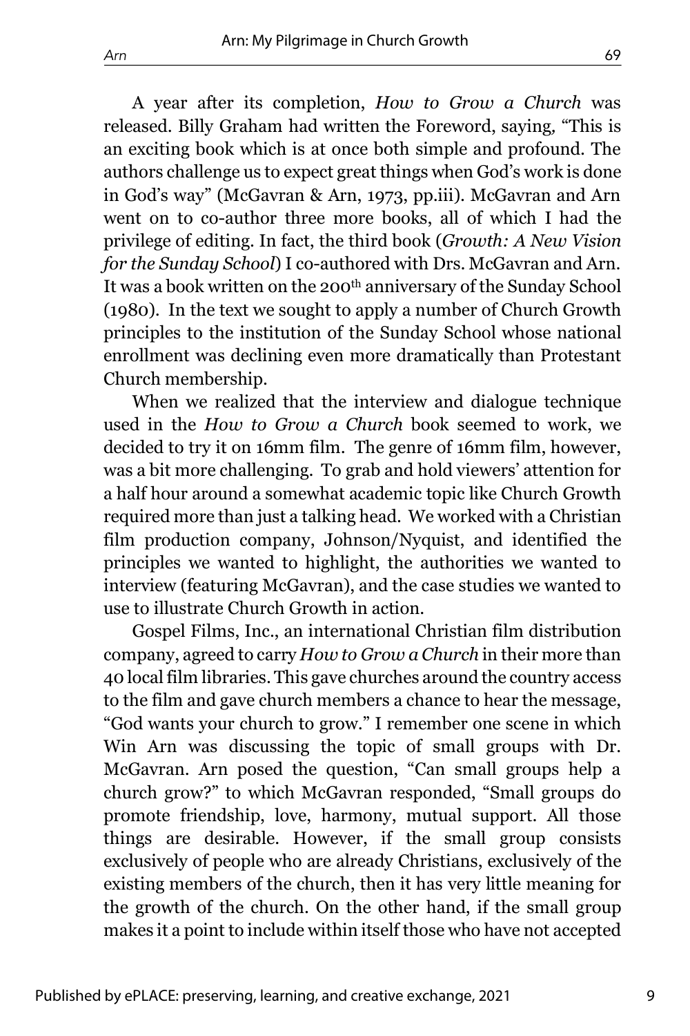A year after its completion, *How to Grow a Church* was released. Billy Graham had written the Foreword, saying, "This is an exciting book which is at once both simple and profound. The authors challenge us to expect great things when God's work is done in God's way" (McGavran & Arn, 1973, pp.iii). McGavran and Arn went on to co-author three more books, all of which I had the privilege of editing. In fact, the third book (*Growth: A New Vision for the Sunday School*) I co-authored with Drs. McGavran and Arn. It was a book written on the 200th anniversary of the Sunday School (1980). In the text we sought to apply a number of Church Growth principles to the institution of the Sunday School whose national enrollment was declining even more dramatically than Protestant Church membership.

When we realized that the interview and dialogue technique used in the *How to Grow a Church* book seemed to work, we decided to try it on 16mm film. The genre of 16mm film, however, was a bit more challenging. To grab and hold viewers' attention for a half hour around a somewhat academic topic like Church Growth required more than just a talking head. We worked with a Christian film production company, Johnson/Nyquist, and identified the principles we wanted to highlight, the authorities we wanted to interview (featuring McGavran), and the case studies we wanted to use to illustrate Church Growth in action.

Gospel Films, Inc., an international Christian film distribution company, agreed to carry *How to Grow a Church* in their more than 40 local film libraries. This gave churches around the country access to the film and gave church members a chance to hear the message, "God wants your church to grow." I remember one scene in which Win Arn was discussing the topic of small groups with Dr. McGavran. Arn posed the question, "Can small groups help a church grow?" to which McGavran responded, "Small groups do promote friendship, love, harmony, mutual support. All those things are desirable. However, if the small group consists exclusively of people who are already Christians, exclusively of the existing members of the church, then it has very little meaning for the growth of the church. On the other hand, if the small group makes it a point to include within itself those who have not accepted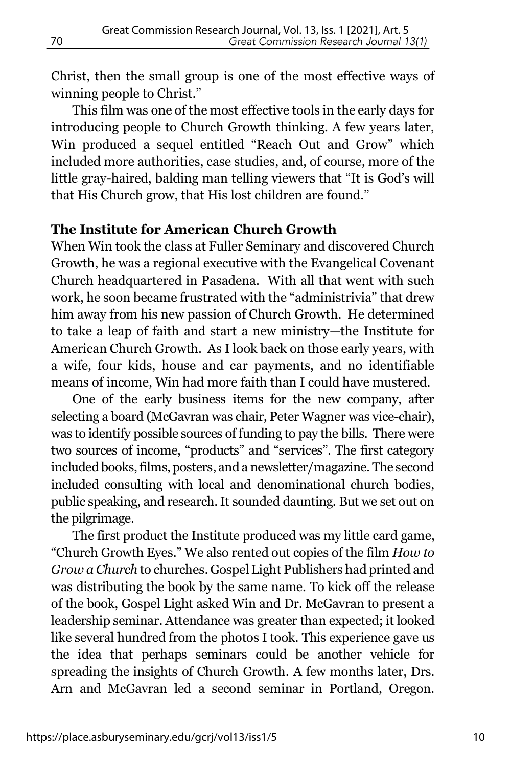Christ, then the small group is one of the most effective ways of winning people to Christ."

This film was one of the most effective tools in the early days for introducing people to Church Growth thinking. A few years later, Win produced a sequel entitled "Reach Out and Grow" which included more authorities, case studies, and, of course, more of the little gray-haired, balding man telling viewers that "It is God's will that His Church grow, that His lost children are found."

**The Institute for American Church Growth**

When Win took the class at Fuller Seminary and discovered Church Growth, he was a regional executive with the Evangelical Covenant Church headquartered in Pasadena. With all that went with such work, he soon became frustrated with the "administrivia" that drew him away from his new passion of Church Growth. He determined to take a leap of faith and start a new ministry—the Institute for American Church Growth. As I look back on those early years, with a wife, four kids, house and car payments, and no identifiable means of income, Win had more faith than I could have mustered.

One of the early business items for the new company, after selecting a board (McGavran was chair, Peter Wagner was vice-chair), was to identify possible sources of funding to pay the bills. There were two sources of income, "products" and "services". The first category included books, films, posters, and a newsletter/magazine. The second included consulting with local and denominational church bodies, public speaking, and research. It sounded daunting. But we set out on the pilgrimage.

The first product the Institute produced was my little card game, "Church Growth Eyes." We also rented out copies of the film *How to Grow a Church* to churches. Gospel Light Publishers had printed and was distributing the book by the same name. To kick off the release of the book, Gospel Light asked Win and Dr. McGavran to present a leadership seminar. Attendance was greater than expected; it looked like several hundred from the photos I took. This experience gave us the idea that perhaps seminars could be another vehicle for spreading the insights of Church Growth. A few months later, Drs. Arn and McGavran led a second seminar in Portland, Oregon.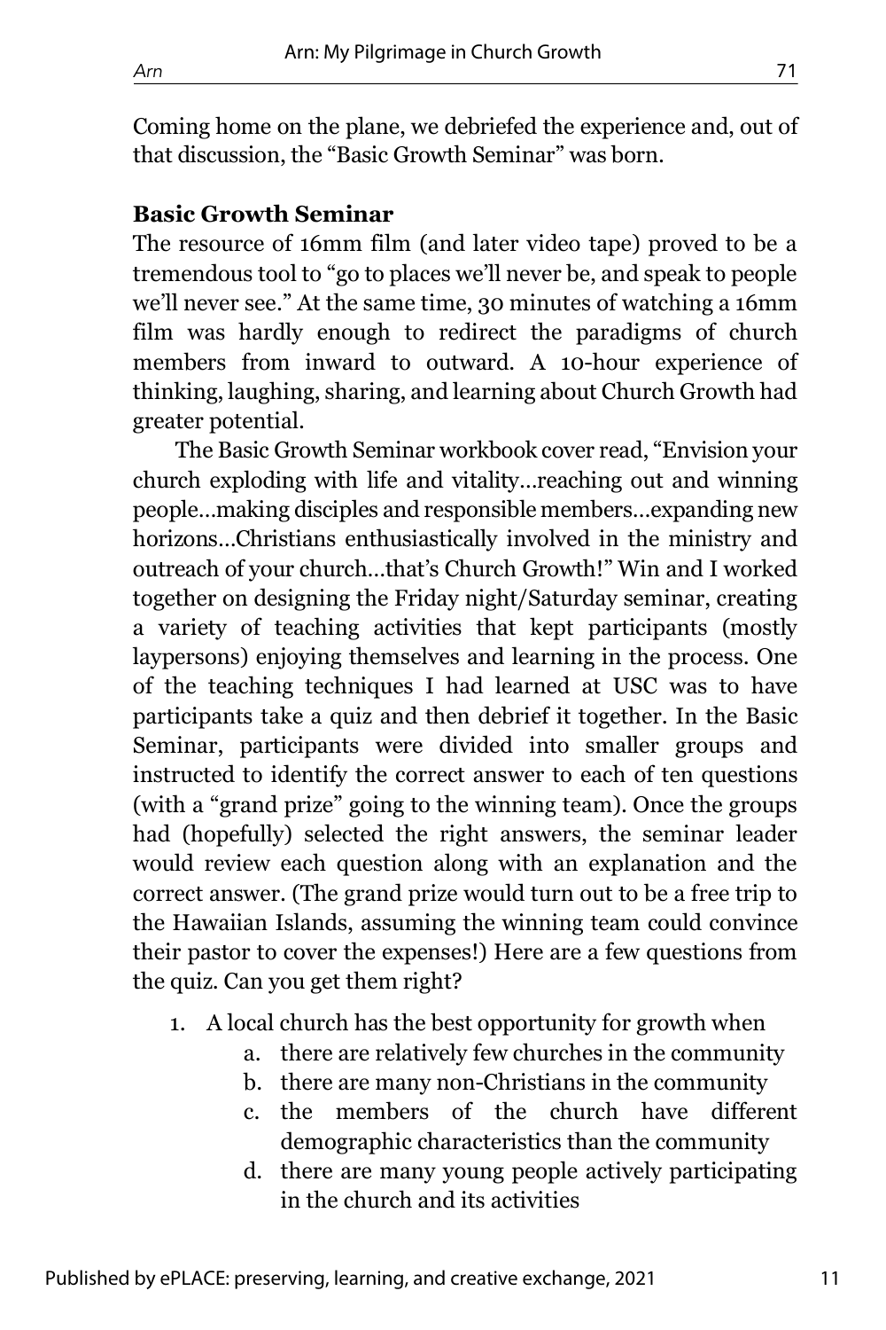Coming home on the plane, we debriefed the experience and, out of that discussion, the "Basic Growth Seminar" was born.

**Basic Growth Seminar**

The resource of 16mm film (and later video tape) proved to be a tremendous tool to "go to places we'll never be, and speak to people we'll never see." At the same time, 30 minutes of watching a 16mm film was hardly enough to redirect the paradigms of church members from inward to outward. A 10-hour experience of thinking, laughing, sharing, and learning about Church Growth had greater potential.

The Basic Growth Seminar workbook cover read, "Envision your church exploding with life and vitality…reaching out and winning people…making disciples and responsible members…expanding new horizons…Christians enthusiastically involved in the ministry and outreach of your church…that's Church Growth!" Win and I worked together on designing the Friday night/Saturday seminar, creating a variety of teaching activities that kept participants (mostly laypersons) enjoying themselves and learning in the process. One of the teaching techniques I had learned at USC was to have participants take a quiz and then debrief it together. In the Basic Seminar, participants were divided into smaller groups and instructed to identify the correct answer to each of ten questions (with a "grand prize" going to the winning team). Once the groups had (hopefully) selected the right answers, the seminar leader would review each question along with an explanation and the correct answer. (The grand prize would turn out to be a free trip to the Hawaiian Islands, assuming the winning team could convince their pastor to cover the expenses!) Here are a few questions from the quiz. Can you get them right?

1. A local church has the best opportunity for growth when
    a. there are relatively few churches in the community
    b. there are many non-Christians in the community
    c. the members of the church have different demographic characteristics than the community
    d. there are many young people actively participating in the church and its activities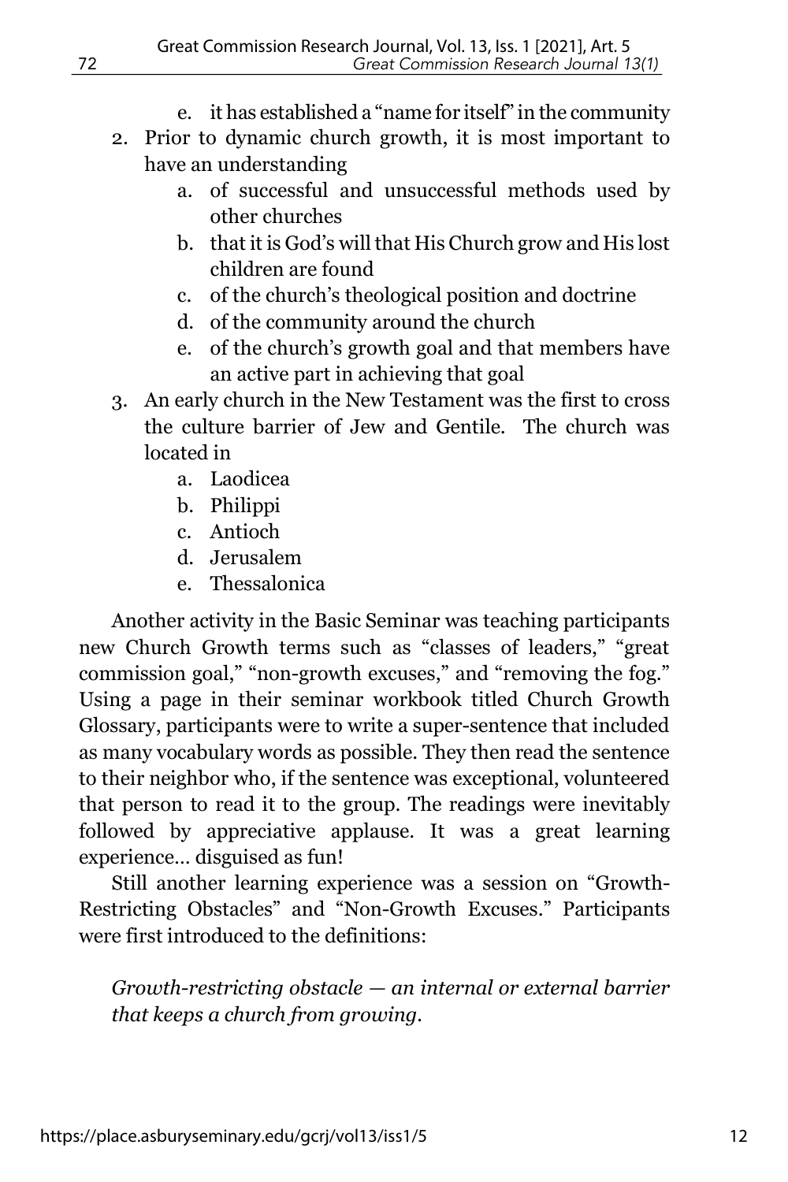e. it has established a "name for itself" in the community

2. Prior to dynamic church growth, it is most important to have an understanding
   a. of successful and unsuccessful methods used by other churches
   b. that it is God's will that His Church grow and His lost children are found
   c. of the church's theological position and doctrine
   d. of the community around the church
   e. of the church's growth goal and that members have an active part in achieving that goal

3. An early church in the New Testament was the first to cross the culture barrier of Jew and Gentile. The church was located in
   a. Laodicea
   b. Philippi
   c. Antioch
   d. Jerusalem
   e. Thessalonica

Another activity in the Basic Seminar was teaching participants new Church Growth terms such as "classes of leaders," "great commission goal," "non-growth excuses," and "removing the fog." Using a page in their seminar workbook titled Church Growth Glossary, participants were to write a super-sentence that included as many vocabulary words as possible. They then read the sentence to their neighbor who, if the sentence was exceptional, volunteered that person to read it to the group. The readings were inevitably followed by appreciative applause. It was a great learning experience… disguised as fun!

Still another learning experience was a session on "Growth-Restricting Obstacles" and "Non-Growth Excuses." Participants were first introduced to the definitions:

*Growth-restricting obstacle — an internal or external barrier that keeps a church from growing.*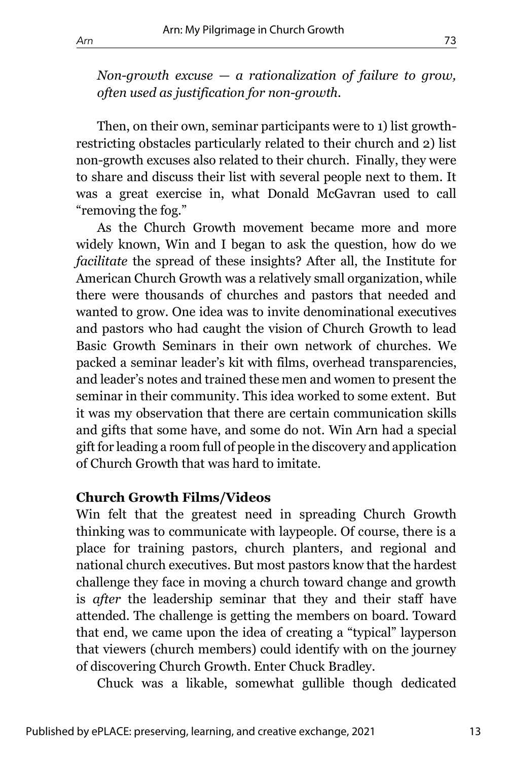*Non-growth excuse — a rationalization of failure to grow, often used as justification for non-growth.*

Then, on their own, seminar participants were to 1) list growth-restricting obstacles particularly related to their church and 2) list non-growth excuses also related to their church. Finally, they were to share and discuss their list with several people next to them. It was a great exercise in, what Donald McGavran used to call "removing the fog."

As the Church Growth movement became more and more widely known, Win and I began to ask the question, how do we *facilitate* the spread of these insights? After all, the Institute for American Church Growth was a relatively small organization, while there were thousands of churches and pastors that needed and wanted to grow. One idea was to invite denominational executives and pastors who had caught the vision of Church Growth to lead Basic Growth Seminars in their own network of churches. We packed a seminar leader's kit with films, overhead transparencies, and leader's notes and trained these men and women to present the seminar in their community. This idea worked to some extent. But it was my observation that there are certain communication skills and gifts that some have, and some do not. Win Arn had a special gift for leading a room full of people in the discovery and application of Church Growth that was hard to imitate.

**Church Growth Films/Videos**

Win felt that the greatest need in spreading Church Growth thinking was to communicate with laypeople. Of course, there is a place for training pastors, church planters, and regional and national church executives. But most pastors know that the hardest challenge they face in moving a church toward change and growth is *after* the leadership seminar that they and their staff have attended. The challenge is getting the members on board. Toward that end, we came upon the idea of creating a "typical" layperson that viewers (church members) could identify with on the journey of discovering Church Growth. Enter Chuck Bradley.

Chuck was a likable, somewhat gullible though dedicated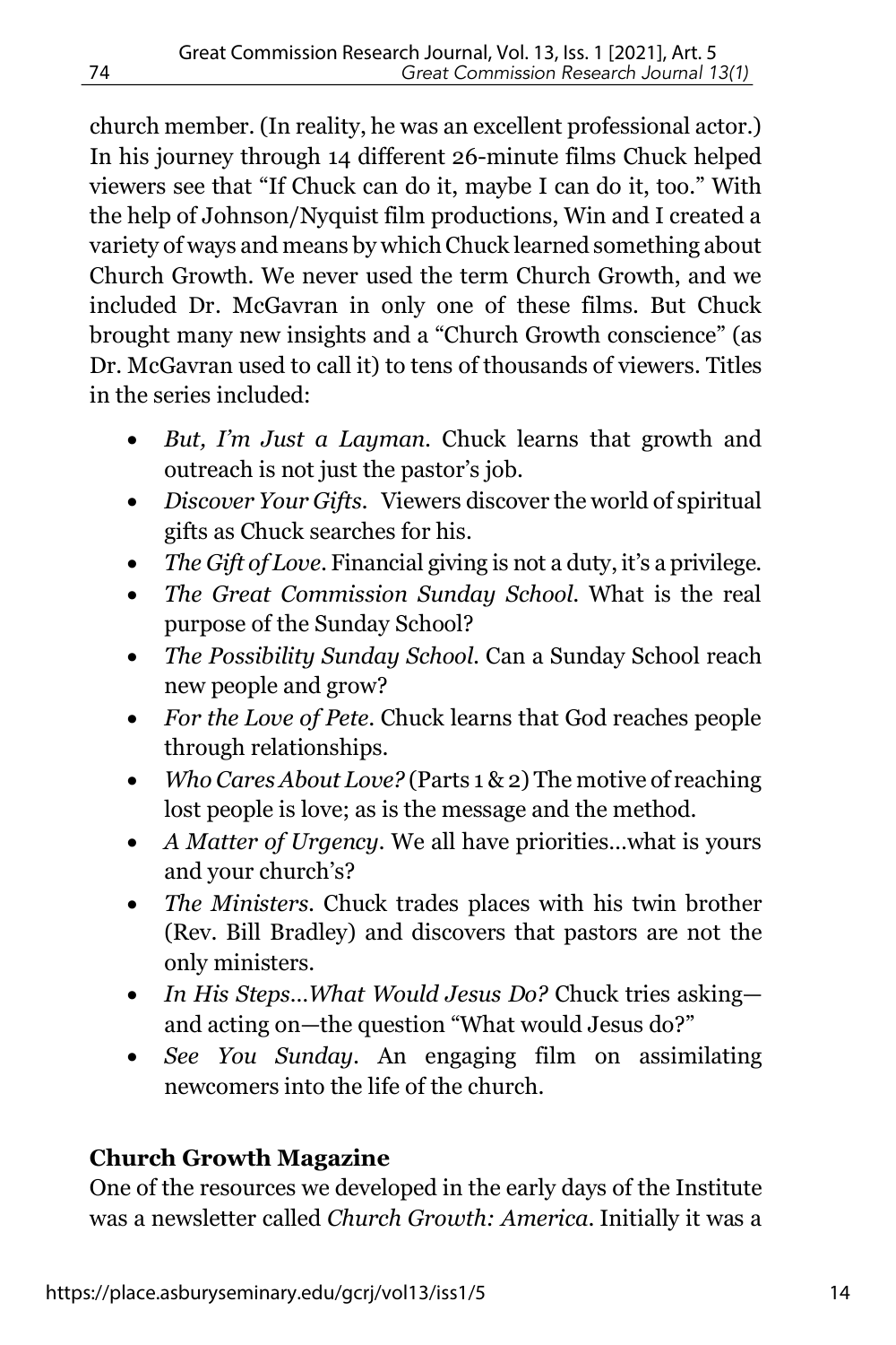church member. (In reality, he was an excellent professional actor.) In his journey through 14 different 26-minute films Chuck helped viewers see that "If Chuck can do it, maybe I can do it, too." With the help of Johnson/Nyquist film productions, Win and I created a variety of ways and means by which Chuck learned something about Church Growth. We never used the term Church Growth, and we included Dr. McGavran in only one of these films. But Chuck brought many new insights and a "Church Growth conscience" (as Dr. McGavran used to call it) to tens of thousands of viewers. Titles in the series included:

- *But, I'm Just a Layman*. Chuck learns that growth and outreach is not just the pastor's job.
- *Discover Your Gifts*. Viewers discover the world of spiritual gifts as Chuck searches for his.
- *The Gift of Love*. Financial giving is not a duty, it's a privilege.
- *The Great Commission Sunday School*. What is the real purpose of the Sunday School?
- *The Possibility Sunday School*. Can a Sunday School reach new people and grow?
- *For the Love of Pete*. Chuck learns that God reaches people through relationships.
- *Who Cares About Love?* (Parts 1 & 2) The motive of reaching lost people is love; as is the message and the method.
- *A Matter of Urgency*. We all have priorities…what is yours and your church's?
- *The Ministers*. Chuck trades places with his twin brother (Rev. Bill Bradley) and discovers that pastors are not the only ministers.
- *In His Steps…What Would Jesus Do?* Chuck tries asking—and acting on—the question "What would Jesus do?"
- *See You Sunday*. An engaging film on assimilating newcomers into the life of the church.

**Church Growth Magazine**

One of the resources we developed in the early days of the Institute was a newsletter called *Church Growth: America*. Initially it was a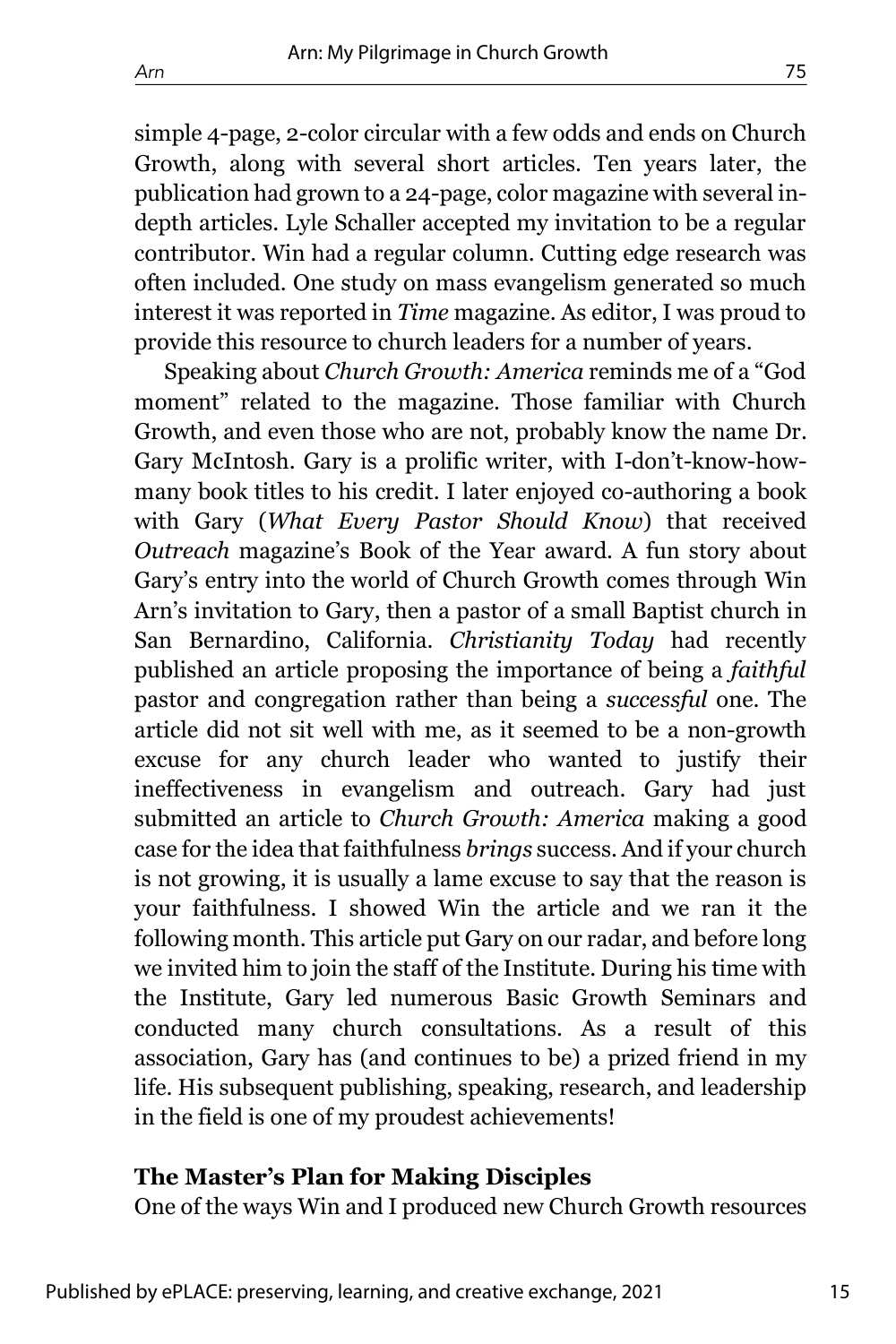simple 4-page, 2-color circular with a few odds and ends on Church Growth, along with several short articles. Ten years later, the publication had grown to a 24-page, color magazine with several in-depth articles. Lyle Schaller accepted my invitation to be a regular contributor. Win had a regular column. Cutting edge research was often included. One study on mass evangelism generated so much interest it was reported in *Time* magazine. As editor, I was proud to provide this resource to church leaders for a number of years.

Speaking about *Church Growth: America* reminds me of a "God moment" related to the magazine. Those familiar with Church Growth, and even those who are not, probably know the name Dr. Gary McIntosh. Gary is a prolific writer, with I-don't-know-how-many book titles to his credit. I later enjoyed co-authoring a book with Gary (*What Every Pastor Should Know*) that received *Outreach* magazine's Book of the Year award. A fun story about Gary's entry into the world of Church Growth comes through Win Arn's invitation to Gary, then a pastor of a small Baptist church in San Bernardino, California. *Christianity Today* had recently published an article proposing the importance of being a *faithful* pastor and congregation rather than being a *successful* one. The article did not sit well with me, as it seemed to be a non-growth excuse for any church leader who wanted to justify their ineffectiveness in evangelism and outreach. Gary had just submitted an article to *Church Growth: America* making a good case for the idea that faithfulness *brings* success. And if your church is not growing, it is usually a lame excuse to say that the reason is your faithfulness. I showed Win the article and we ran it the following month. This article put Gary on our radar, and before long we invited him to join the staff of the Institute. During his time with the Institute, Gary led numerous Basic Growth Seminars and conducted many church consultations. As a result of this association, Gary has (and continues to be) a prized friend in my life. His subsequent publishing, speaking, research, and leadership in the field is one of my proudest achievements!

### The Master's Plan for Making Disciples

One of the ways Win and I produced new Church Growth resources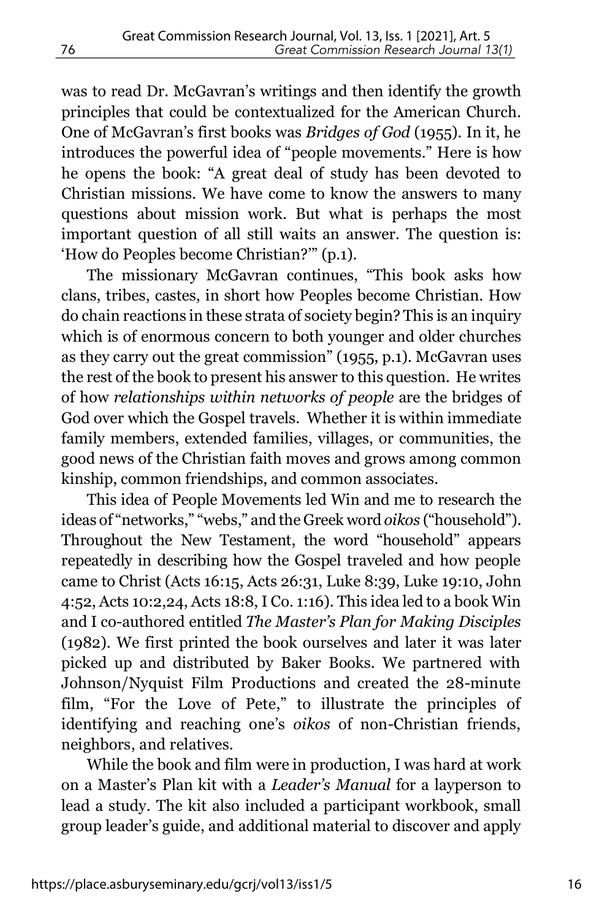was to read Dr. McGavran's writings and then identify the growth principles that could be contextualized for the American Church. One of McGavran's first books was *Bridges of God* (1955). In it, he introduces the powerful idea of "people movements." Here is how he opens the book: "A great deal of study has been devoted to Christian missions. We have come to know the answers to many questions about mission work. But what is perhaps the most important question of all still waits an answer. The question is: 'How do Peoples become Christian?'" (p.1).

The missionary McGavran continues, "This book asks how clans, tribes, castes, in short how Peoples become Christian. How do chain reactions in these strata of society begin? This is an inquiry which is of enormous concern to both younger and older churches as they carry out the great commission" (1955, p.1). McGavran uses the rest of the book to present his answer to this question. He writes of how *relationships within networks of people* are the bridges of God over which the Gospel travels. Whether it is within immediate family members, extended families, villages, or communities, the good news of the Christian faith moves and grows among common kinship, common friendships, and common associates.

This idea of People Movements led Win and me to research the ideas of "networks," "webs," and the Greek word *oikos* ("household"). Throughout the New Testament, the word "household" appears repeatedly in describing how the Gospel traveled and how people came to Christ (Acts 16:15, Acts 26:31, Luke 8:39, Luke 19:10, John 4:52, Acts 10:2,24, Acts 18:8, I Co. 1:16). This idea led to a book Win and I co-authored entitled *The Master's Plan for Making Disciples* (1982). We first printed the book ourselves and later it was later picked up and distributed by Baker Books. We partnered with Johnson/Nyquist Film Productions and created the 28-minute film, "For the Love of Pete," to illustrate the principles of identifying and reaching one's *oikos* of non-Christian friends, neighbors, and relatives.

While the book and film were in production, I was hard at work on a Master's Plan kit with a *Leader's Manual* for a layperson to lead a study. The kit also included a participant workbook, small group leader's guide, and additional material to discover and apply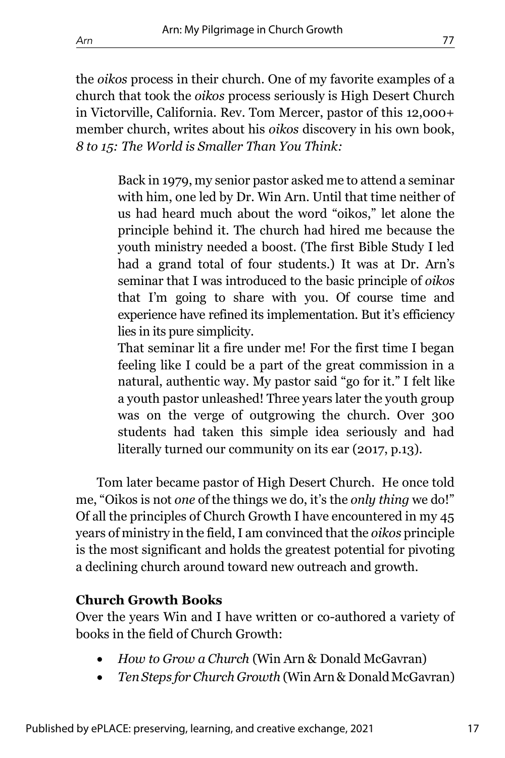the *oikos* process in their church. One of my favorite examples of a church that took the *oikos* process seriously is High Desert Church in Victorville, California. Rev. Tom Mercer, pastor of this 12,000+ member church, writes about his *oikos* discovery in his own book, *8 to 15: The World is Smaller Than You Think:*

> Back in 1979, my senior pastor asked me to attend a seminar with him, one led by Dr. Win Arn. Until that time neither of us had heard much about the word "oikos," let alone the principle behind it. The church had hired me because the youth ministry needed a boost. (The first Bible Study I led had a grand total of four students.) It was at Dr. Arn's seminar that I was introduced to the basic principle of *oikos* that I'm going to share with you. Of course time and experience have refined its implementation. But it's efficiency lies in its pure simplicity.
>
> That seminar lit a fire under me! For the first time I began feeling like I could be a part of the great commission in a natural, authentic way. My pastor said "go for it." I felt like a youth pastor unleashed! Three years later the youth group was on the verge of outgrowing the church. Over 300 students had taken this simple idea seriously and had literally turned our community on its ear (2017, p.13).

Tom later became pastor of High Desert Church. He once told me, "Oikos is not *one* of the things we do, it's the *only thing* we do!" Of all the principles of Church Growth I have encountered in my 45 years of ministry in the field, I am convinced that the *oikos* principle is the most significant and holds the greatest potential for pivoting a declining church around toward new outreach and growth.

**Church Growth Books**

Over the years Win and I have written or co-authored a variety of books in the field of Church Growth:

- *How to Grow a Church* (Win Arn & Donald McGavran)
- *Ten Steps for Church Growth* (Win Arn & Donald McGavran)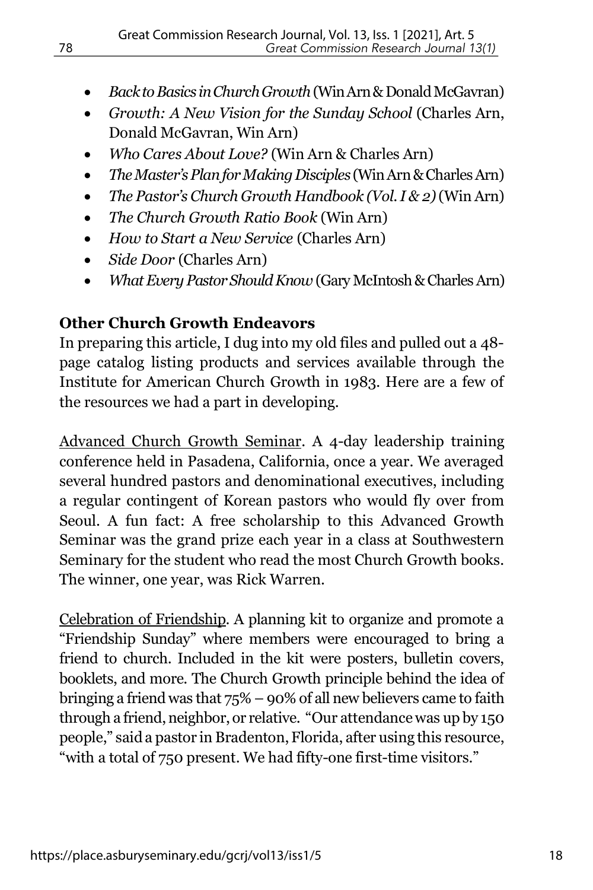- *Back to Basics in Church Growth* (Win Arn & Donald McGavran)
- *Growth: A New Vision for the Sunday School* (Charles Arn, Donald McGavran, Win Arn)
- *Who Cares About Love?* (Win Arn & Charles Arn)
- *The Master's Plan for Making Disciples* (Win Arn & Charles Arn)
- *The Pastor's Church Growth Handbook (Vol. I & 2)* (Win Arn)
- *The Church Growth Ratio Book* (Win Arn)
- *How to Start a New Service* (Charles Arn)
- *Side Door* (Charles Arn)
- *What Every Pastor Should Know* (Gary McIntosh & Charles Arn)

**Other Church Growth Endeavors**

In preparing this article, I dug into my old files and pulled out a 48-page catalog listing products and services available through the Institute for American Church Growth in 1983. Here are a few of the resources we had a part in developing.

<u>Advanced Church Growth Seminar</u>. A 4-day leadership training conference held in Pasadena, California, once a year. We averaged several hundred pastors and denominational executives, including a regular contingent of Korean pastors who would fly over from Seoul. A fun fact: A free scholarship to this Advanced Growth Seminar was the grand prize each year in a class at Southwestern Seminary for the student who read the most Church Growth books. The winner, one year, was Rick Warren.

<u>Celebration of Friendship</u>. A planning kit to organize and promote a "Friendship Sunday" where members were encouraged to bring a friend to church. Included in the kit were posters, bulletin covers, booklets, and more. The Church Growth principle behind the idea of bringing a friend was that 75% – 90% of all new believers came to faith through a friend, neighbor, or relative. "Our attendance was up by 150 people," said a pastor in Bradenton, Florida, after using this resource, "with a total of 750 present. We had fifty-one first-time visitors."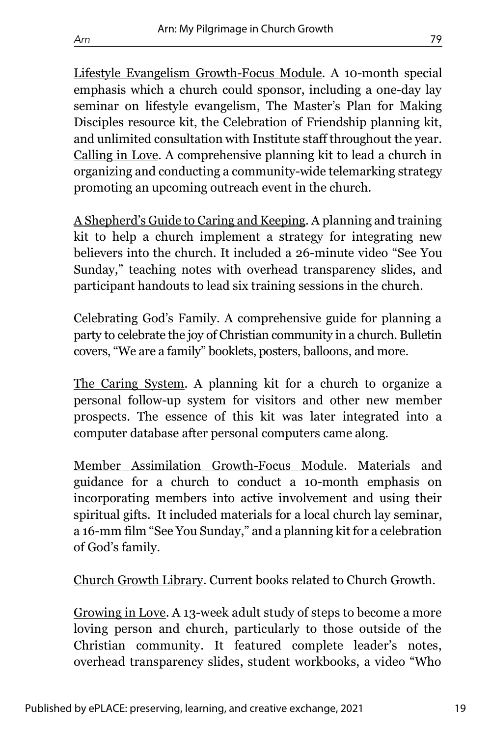Lifestyle Evangelism Growth-Focus Module. A 10-month special emphasis which a church could sponsor, including a one-day lay seminar on lifestyle evangelism, The Master's Plan for Making Disciples resource kit, the Celebration of Friendship planning kit, and unlimited consultation with Institute staff throughout the year. Calling in Love. A comprehensive planning kit to lead a church in organizing and conducting a community-wide telemarking strategy promoting an upcoming outreach event in the church.

A Shepherd's Guide to Caring and Keeping. A planning and training kit to help a church implement a strategy for integrating new believers into the church. It included a 26-minute video "See You Sunday," teaching notes with overhead transparency slides, and participant handouts to lead six training sessions in the church.

Celebrating God's Family. A comprehensive guide for planning a party to celebrate the joy of Christian community in a church. Bulletin covers, "We are a family" booklets, posters, balloons, and more.

The Caring System. A planning kit for a church to organize a personal follow-up system for visitors and other new member prospects. The essence of this kit was later integrated into a computer database after personal computers came along.

Member Assimilation Growth-Focus Module. Materials and guidance for a church to conduct a 10-month emphasis on incorporating members into active involvement and using their spiritual gifts. It included materials for a local church lay seminar, a 16-mm film "See You Sunday," and a planning kit for a celebration of God's family.

Church Growth Library. Current books related to Church Growth.

Growing in Love. A 13-week adult study of steps to become a more loving person and church, particularly to those outside of the Christian community. It featured complete leader's notes, overhead transparency slides, student workbooks, a video "Who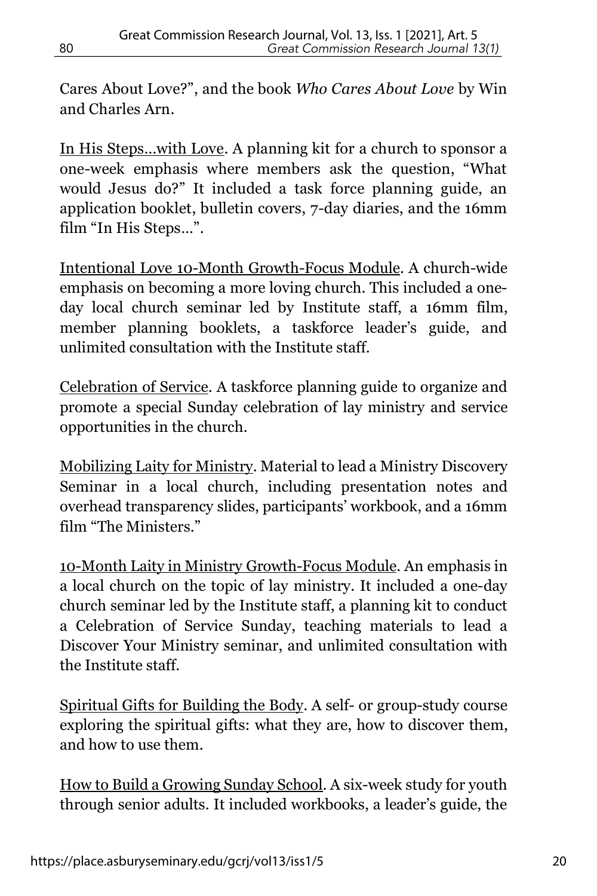Cares About Love?", and the book *Who Cares About Love* by Win and Charles Arn.

In His Steps…with Love. A planning kit for a church to sponsor a one-week emphasis where members ask the question, "What would Jesus do?" It included a task force planning guide, an application booklet, bulletin covers, 7-day diaries, and the 16mm film "In His Steps…".

Intentional Love 10-Month Growth-Focus Module. A church-wide emphasis on becoming a more loving church. This included a one-day local church seminar led by Institute staff, a 16mm film, member planning booklets, a taskforce leader's guide, and unlimited consultation with the Institute staff.

Celebration of Service. A taskforce planning guide to organize and promote a special Sunday celebration of lay ministry and service opportunities in the church.

Mobilizing Laity for Ministry. Material to lead a Ministry Discovery Seminar in a local church, including presentation notes and overhead transparency slides, participants' workbook, and a 16mm film "The Ministers."

10-Month Laity in Ministry Growth-Focus Module. An emphasis in a local church on the topic of lay ministry. It included a one-day church seminar led by the Institute staff, a planning kit to conduct a Celebration of Service Sunday, teaching materials to lead a Discover Your Ministry seminar, and unlimited consultation with the Institute staff.

Spiritual Gifts for Building the Body. A self- or group-study course exploring the spiritual gifts: what they are, how to discover them, and how to use them.

How to Build a Growing Sunday School. A six-week study for youth through senior adults. It included workbooks, a leader's guide, the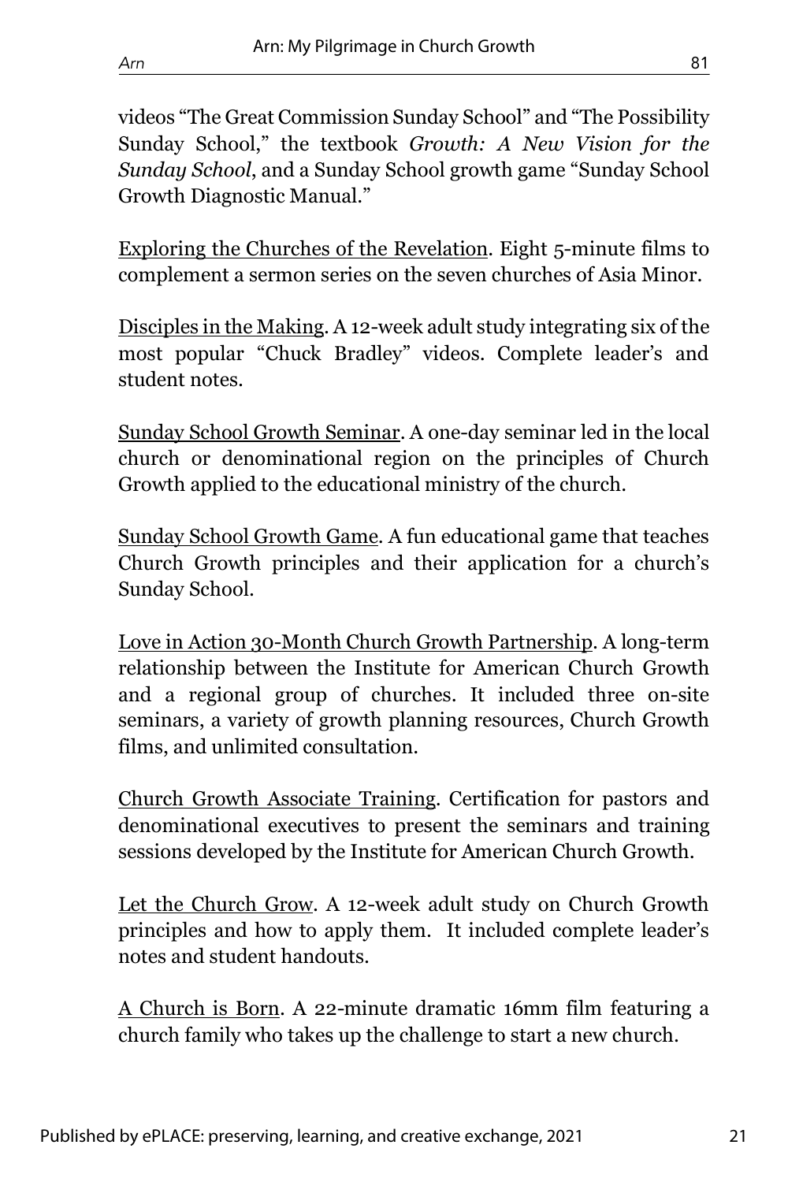videos "The Great Commission Sunday School" and "The Possibility Sunday School," the textbook *Growth: A New Vision for the Sunday School*, and a Sunday School growth game "Sunday School Growth Diagnostic Manual."

<u>Exploring the Churches of the Revelation</u>. Eight 5-minute films to complement a sermon series on the seven churches of Asia Minor.

<u>Disciples in the Making</u>. A 12-week adult study integrating six of the most popular "Chuck Bradley" videos. Complete leader's and student notes.

<u>Sunday School Growth Seminar</u>. A one-day seminar led in the local church or denominational region on the principles of Church Growth applied to the educational ministry of the church.

<u>Sunday School Growth Game</u>. A fun educational game that teaches Church Growth principles and their application for a church's Sunday School.

<u>Love in Action 30-Month Church Growth Partnership</u>. A long-term relationship between the Institute for American Church Growth and a regional group of churches. It included three on-site seminars, a variety of growth planning resources, Church Growth films, and unlimited consultation.

<u>Church Growth Associate Training</u>. Certification for pastors and denominational executives to present the seminars and training sessions developed by the Institute for American Church Growth.

<u>Let the Church Grow</u>. A 12-week adult study on Church Growth principles and how to apply them. It included complete leader's notes and student handouts.

<u>A Church is Born</u>. A 22-minute dramatic 16mm film featuring a church family who takes up the challenge to start a new church.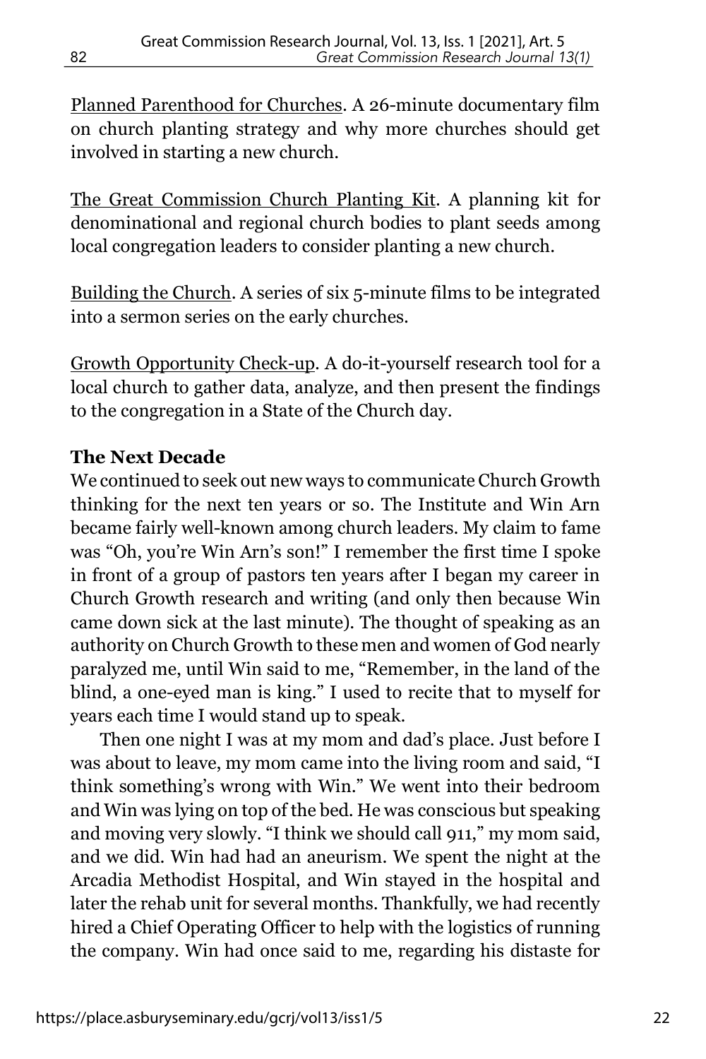Planned Parenthood for Churches. A 26-minute documentary film on church planting strategy and why more churches should get involved in starting a new church.

The Great Commission Church Planting Kit. A planning kit for denominational and regional church bodies to plant seeds among local congregation leaders to consider planting a new church.

Building the Church. A series of six 5-minute films to be integrated into a sermon series on the early churches.

Growth Opportunity Check-up. A do-it-yourself research tool for a local church to gather data, analyze, and then present the findings to the congregation in a State of the Church day.

**The Next Decade**

We continued to seek out new ways to communicate Church Growth thinking for the next ten years or so. The Institute and Win Arn became fairly well-known among church leaders. My claim to fame was "Oh, you're Win Arn's son!" I remember the first time I spoke in front of a group of pastors ten years after I began my career in Church Growth research and writing (and only then because Win came down sick at the last minute). The thought of speaking as an authority on Church Growth to these men and women of God nearly paralyzed me, until Win said to me, "Remember, in the land of the blind, a one-eyed man is king." I used to recite that to myself for years each time I would stand up to speak.

Then one night I was at my mom and dad's place. Just before I was about to leave, my mom came into the living room and said, "I think something's wrong with Win." We went into their bedroom and Win was lying on top of the bed. He was conscious but speaking and moving very slowly. "I think we should call 911," my mom said, and we did. Win had had an aneurism. We spent the night at the Arcadia Methodist Hospital, and Win stayed in the hospital and later the rehab unit for several months. Thankfully, we had recently hired a Chief Operating Officer to help with the logistics of running the company. Win had once said to me, regarding his distaste for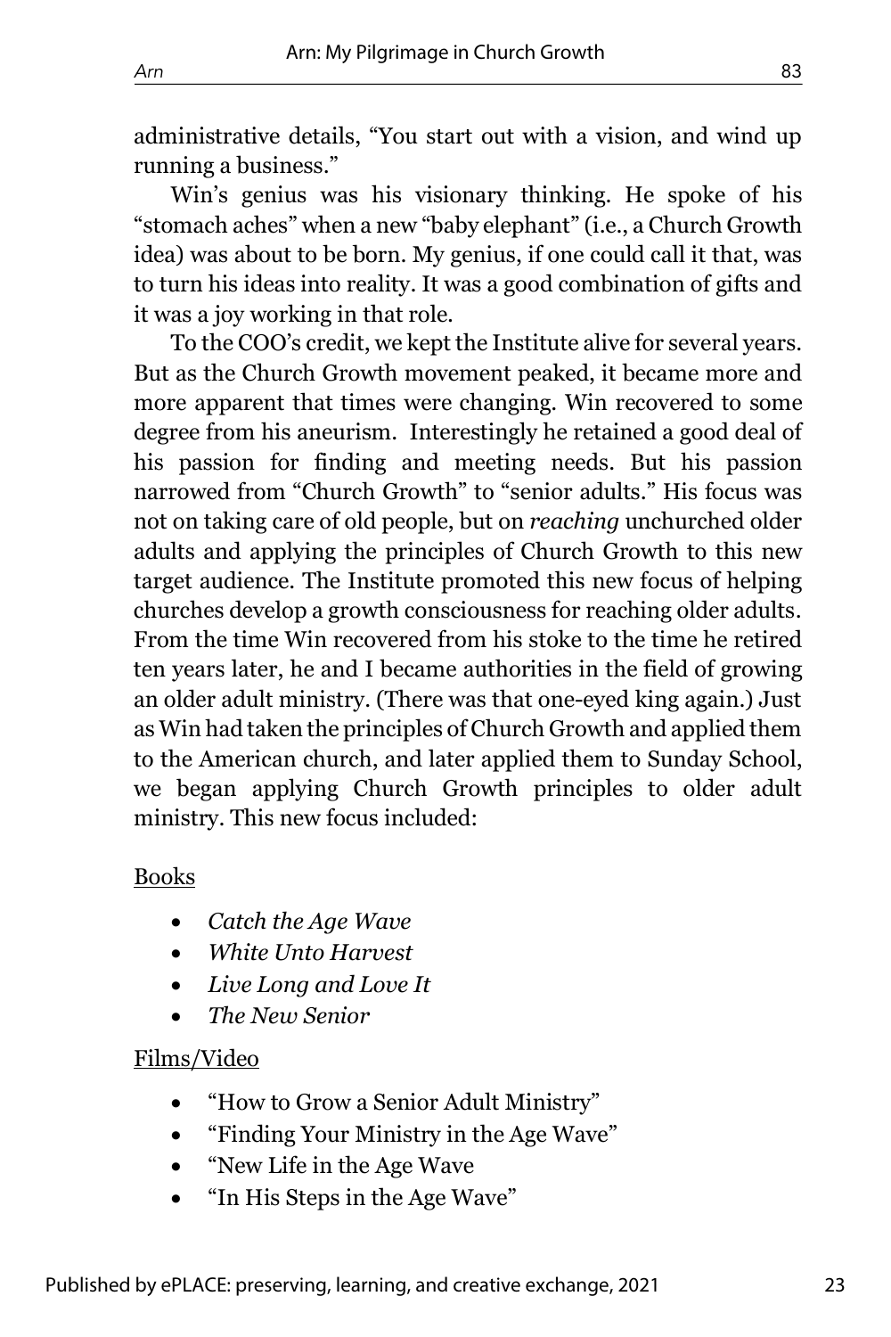administrative details, "You start out with a vision, and wind up running a business."

Win's genius was his visionary thinking. He spoke of his "stomach aches" when a new "baby elephant" (i.e., a Church Growth idea) was about to be born. My genius, if one could call it that, was to turn his ideas into reality. It was a good combination of gifts and it was a joy working in that role.

To the COO's credit, we kept the Institute alive for several years. But as the Church Growth movement peaked, it became more and more apparent that times were changing. Win recovered to some degree from his aneurism. Interestingly he retained a good deal of his passion for finding and meeting needs. But his passion narrowed from "Church Growth" to "senior adults." His focus was not on taking care of old people, but on *reaching* unchurched older adults and applying the principles of Church Growth to this new target audience. The Institute promoted this new focus of helping churches develop a growth consciousness for reaching older adults. From the time Win recovered from his stoke to the time he retired ten years later, he and I became authorities in the field of growing an older adult ministry. (There was that one-eyed king again.) Just as Win had taken the principles of Church Growth and applied them to the American church, and later applied them to Sunday School, we began applying Church Growth principles to older adult ministry. This new focus included:

<u>Books</u>

- *Catch the Age Wave*
- *White Unto Harvest*
- *Live Long and Love It*
- *The New Senior*

<u>Films/Video</u>

- "How to Grow a Senior Adult Ministry"
- "Finding Your Ministry in the Age Wave"
- "New Life in the Age Wave
- "In His Steps in the Age Wave"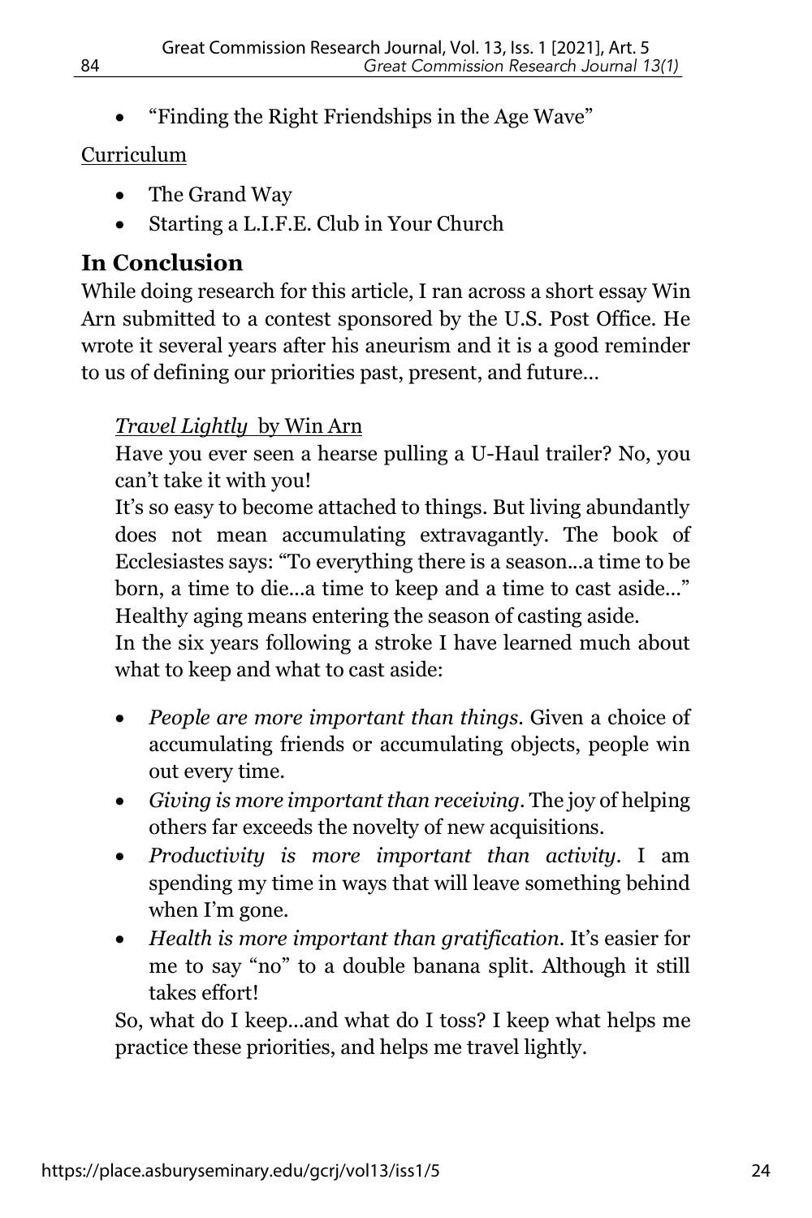- "Finding the Right Friendships in the Age Wave"

Curriculum

- The Grand Way
- Starting a L.I.F.E. Club in Your Church

## In Conclusion

While doing research for this article, I ran across a short essay Win Arn submitted to a contest sponsored by the U.S. Post Office. He wrote it several years after his aneurism and it is a good reminder to us of defining our priorities past, present, and future…

*Travel Lightly* by Win Arn

Have you ever seen a hearse pulling a U-Haul trailer? No, you can't take it with you!

It's so easy to become attached to things. But living abundantly does not mean accumulating extravagantly. The book of Ecclesiastes says: "To everything there is a season…a time to be born, a time to die…a time to keep and a time to cast aside…" Healthy aging means entering the season of casting aside.

In the six years following a stroke I have learned much about what to keep and what to cast aside:

- *People are more important than things*. Given a choice of accumulating friends or accumulating objects, people win out every time.
- *Giving is more important than receiving*. The joy of helping others far exceeds the novelty of new acquisitions.
- *Productivity is more important than activity*. I am spending my time in ways that will leave something behind when I'm gone.
- *Health is more important than gratification*. It's easier for me to say "no" to a double banana split. Although it still takes effort!

So, what do I keep…and what do I toss? I keep what helps me practice these priorities, and helps me travel lightly.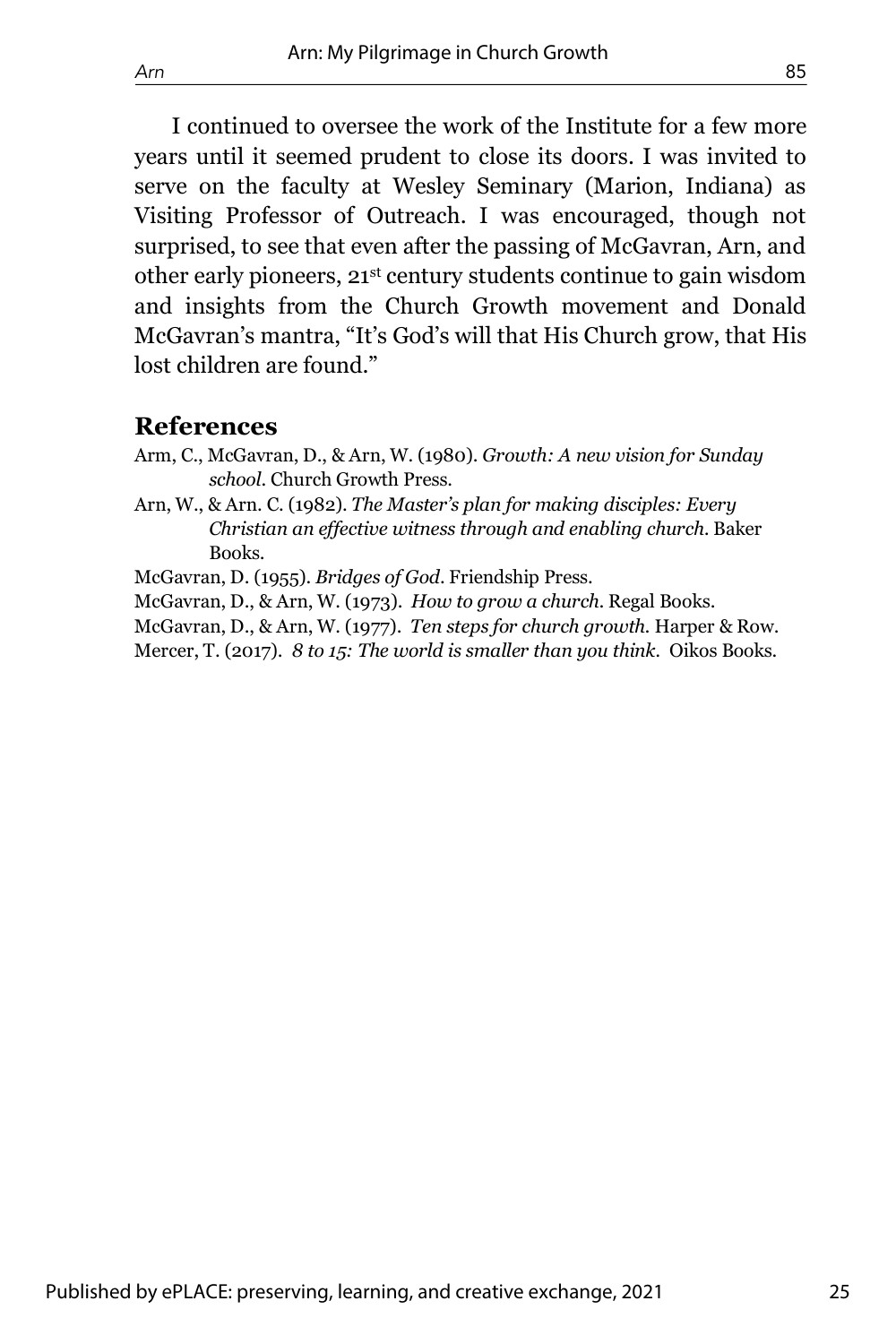I continued to oversee the work of the Institute for a few more years until it seemed prudent to close its doors. I was invited to serve on the faculty at Wesley Seminary (Marion, Indiana) as Visiting Professor of Outreach. I was encouraged, though not surprised, to see that even after the passing of McGavran, Arn, and other early pioneers, 21st century students continue to gain wisdom and insights from the Church Growth movement and Donald McGavran's mantra, "It's God's will that His Church grow, that His lost children are found."

## References

Arm, C., McGavran, D., & Arn, W. (1980). *Growth: A new vision for Sunday school*. Church Growth Press.

Arn, W., & Arn. C. (1982). *The Master's plan for making disciples: Every Christian an effective witness through and enabling church*. Baker Books.

McGavran, D. (1955). *Bridges of God*. Friendship Press.

McGavran, D., & Arn, W. (1973). *How to grow a church*. Regal Books.

McGavran, D., & Arn, W. (1977). *Ten steps for church growth*. Harper & Row.

Mercer, T. (2017). *8 to 15: The world is smaller than you think*. Oikos Books.